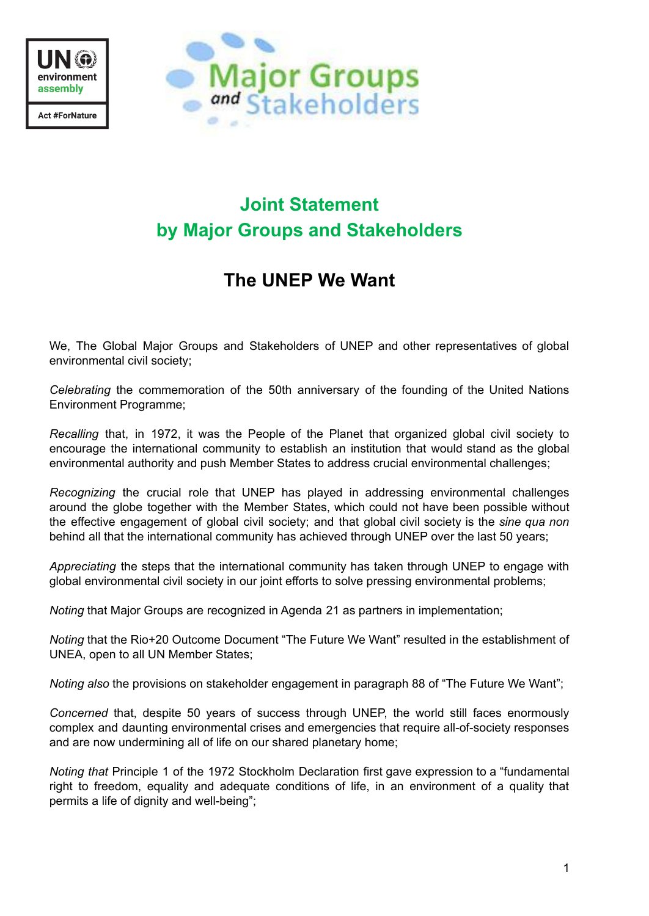# Joint Statement by Major Groups and Stakeholders

## The UNEP We Want

We, The Global Major Groups and Stakeholders of UNEP and other representatives of global environmental civil society;

*Celebrating* the commemoration of the 50th anniversary of the founding of the United Nations Environment Programme;

*Recalling* that, in 1972, it was the People of the Planet that organized global civil society to encourage the international community to establish an institution that would stand as the global environmental authority and push Member States to address crucial environmental challenges;

*Recognizing* the crucial role that UNEP has played in addressing environmental challenges around the globe together with the Member States, which could not have been possible without the effective engagement of global civil society; and that global civil society is the *sine qua non* behind all that the international community has achieved through UNEP over the last 50 years;

*Appreciating* the steps that the international community has taken through UNEP to engage with global environmental civil society in our joint efforts to solve pressing environmental problems;

*Noting* that Major Groups are recognized in Agenda 21 as partners in implementation;

*Noting* that the Rio+20 Outcome Document "The Future We Want" resulted in the establishment of UNEA, open to all UN Member States;

*Noting also* the provisions on stakeholder engagement in paragraph 88 of "The Future We Want";

*Concerned* that, despite 50 years of success through UNEP, the world still faces enormously complex and daunting environmental crises and emergencies that require all-of-society responses and are now undermining all of life on our shared planetary home;

*Noting that* Principle 1 of the 1972 Stockholm Declaration first gave expression to a "fundamental right to freedom, equality and adequate conditions of life, in an environment of a quality that permits a life of dignity and well-being";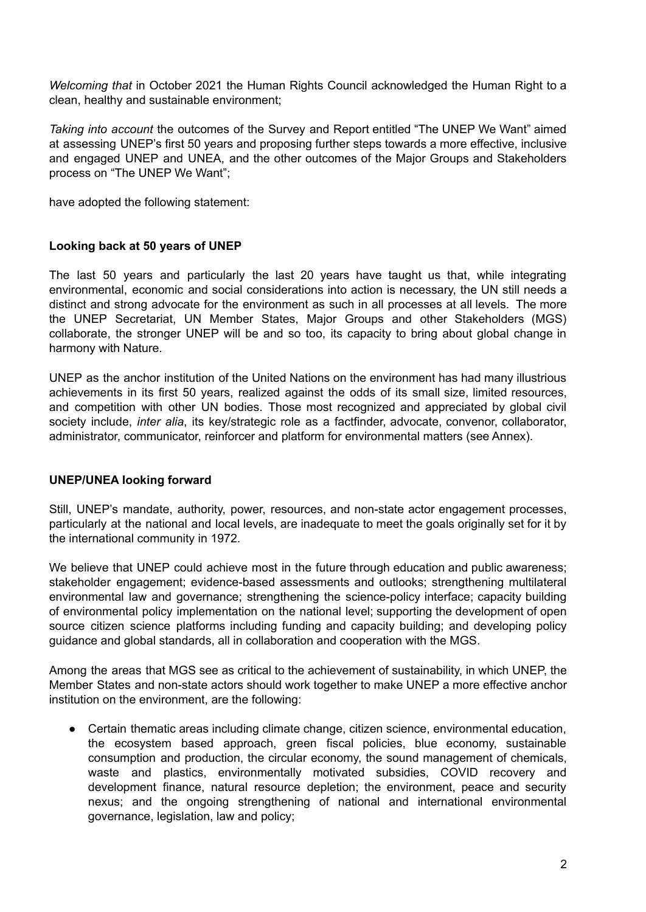*Welcoming that* in October 2021 the Human Rights Council acknowledged the Human Right to a clean, healthy and sustainable environment;

*Taking into account* the outcomes of the Survey and Report entitled "The UNEP We Want" aimed at assessing UNEP's first 50 years and proposing further steps towards a more effective, inclusive and engaged UNEP and UNEA, and the other outcomes of the Major Groups and Stakeholders process on "The UNEP We Want";

have adopted the following statement:

**Looking back at 50 years of UNEP**

The last 50 years and particularly the last 20 years have taught us that, while integrating environmental, economic and social considerations into action is necessary, the UN still needs a distinct and strong advocate for the environment as such in all processes at all levels. The more the UNEP Secretariat, UN Member States, Major Groups and other Stakeholders (MGS) collaborate, the stronger UNEP will be and so too, its capacity to bring about global change in harmony with Nature.

UNEP as the anchor institution of the United Nations on the environment has had many illustrious achievements in its first 50 years, realized against the odds of its small size, limited resources, and competition with other UN bodies. Those most recognized and appreciated by global civil society include, *inter alia*, its key/strategic role as a factfinder, advocate, convenor, collaborator, administrator, communicator, reinforcer and platform for environmental matters (see Annex).

**UNEP/UNEA looking forward**

Still, UNEP's mandate, authority, power, resources, and non-state actor engagement processes, particularly at the national and local levels, are inadequate to meet the goals originally set for it by the international community in 1972.

We believe that UNEP could achieve most in the future through education and public awareness; stakeholder engagement; evidence-based assessments and outlooks; strengthening multilateral environmental law and governance; strengthening the science-policy interface; capacity building of environmental policy implementation on the national level; supporting the development of open source citizen science platforms including funding and capacity building; and developing policy guidance and global standards, all in collaboration and cooperation with the MGS.

Among the areas that MGS see as critical to the achievement of sustainability, in which UNEP, the Member States and non-state actors should work together to make UNEP a more effective anchor institution on the environment, are the following:

- Certain thematic areas including climate change, citizen science, environmental education, the ecosystem based approach, green fiscal policies, blue economy, sustainable consumption and production, the circular economy, the sound management of chemicals, waste and plastics, environmentally motivated subsidies, COVID recovery and development finance, natural resource depletion; the environment, peace and security nexus; and the ongoing strengthening of national and international environmental governance, legislation, law and policy;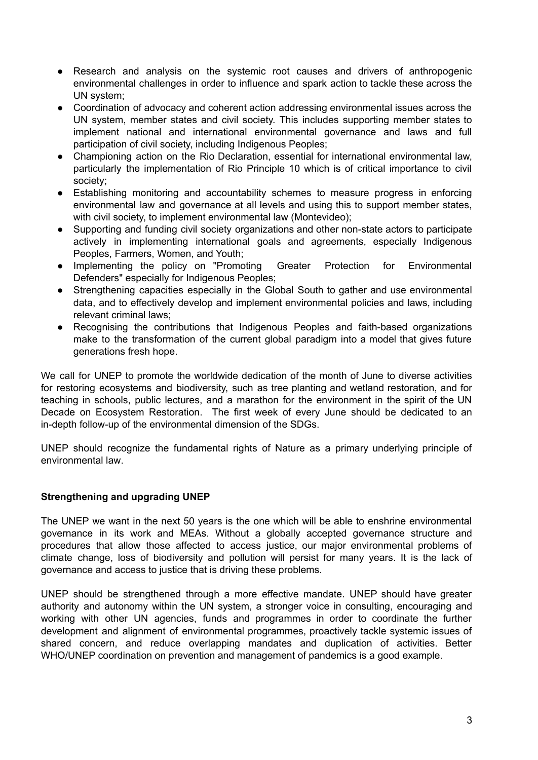- Research and analysis on the systemic root causes and drivers of anthropogenic environmental challenges in order to influence and spark action to tackle these across the UN system;
- Coordination of advocacy and coherent action addressing environmental issues across the UN system, member states and civil society. This includes supporting member states to implement national and international environmental governance and laws and full participation of civil society, including Indigenous Peoples;
- Championing action on the Rio Declaration, essential for international environmental law, particularly the implementation of Rio Principle 10 which is of critical importance to civil society;
- Establishing monitoring and accountability schemes to measure progress in enforcing environmental law and governance at all levels and using this to support member states, with civil society, to implement environmental law (Montevideo);
- Supporting and funding civil society organizations and other non-state actors to participate actively in implementing international goals and agreements, especially Indigenous Peoples, Farmers, Women, and Youth;
- Implementing the policy on "Promoting Greater Protection for Environmental Defenders" especially for Indigenous Peoples;
- Strengthening capacities especially in the Global South to gather and use environmental data, and to effectively develop and implement environmental policies and laws, including relevant criminal laws;
- Recognising the contributions that Indigenous Peoples and faith-based organizations make to the transformation of the current global paradigm into a model that gives future generations fresh hope.

We call for UNEP to promote the worldwide dedication of the month of June to diverse activities for restoring ecosystems and biodiversity, such as tree planting and wetland restoration, and for teaching in schools, public lectures, and a marathon for the environment in the spirit of the UN Decade on Ecosystem Restoration. The first week of every June should be dedicated to an in-depth follow-up of the environmental dimension of the SDGs.

UNEP should recognize the fundamental rights of Nature as a primary underlying principle of environmental law.

**Strengthening and upgrading UNEP**

The UNEP we want in the next 50 years is the one which will be able to enshrine environmental governance in its work and MEAs. Without a globally accepted governance structure and procedures that allow those affected to access justice, our major environmental problems of climate change, loss of biodiversity and pollution will persist for many years. It is the lack of governance and access to justice that is driving these problems.

UNEP should be strengthened through a more effective mandate. UNEP should have greater authority and autonomy within the UN system, a stronger voice in consulting, encouraging and working with other UN agencies, funds and programmes in order to coordinate the further development and alignment of environmental programmes, proactively tackle systemic issues of shared concern, and reduce overlapping mandates and duplication of activities. Better WHO/UNEP coordination on prevention and management of pandemics is a good example.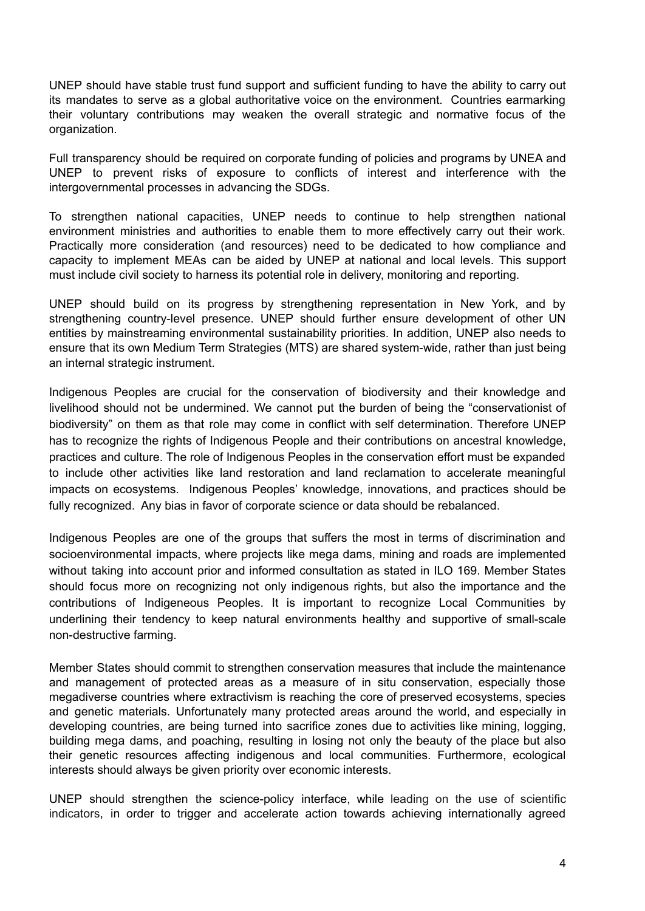UNEP should have stable trust fund support and sufficient funding to have the ability to carry out its mandates to serve as a global authoritative voice on the environment. Countries earmarking their voluntary contributions may weaken the overall strategic and normative focus of the organization.

Full transparency should be required on corporate funding of policies and programs by UNEA and UNEP to prevent risks of exposure to conflicts of interest and interference with the intergovernmental processes in advancing the SDGs.

To strengthen national capacities, UNEP needs to continue to help strengthen national environment ministries and authorities to enable them to more effectively carry out their work. Practically more consideration (and resources) need to be dedicated to how compliance and capacity to implement MEAs can be aided by UNEP at national and local levels. This support must include civil society to harness its potential role in delivery, monitoring and reporting.

UNEP should build on its progress by strengthening representation in New York, and by strengthening country-level presence. UNEP should further ensure development of other UN entities by mainstreaming environmental sustainability priorities. In addition, UNEP also needs to ensure that its own Medium Term Strategies (MTS) are shared system-wide, rather than just being an internal strategic instrument.

Indigenous Peoples are crucial for the conservation of biodiversity and their knowledge and livelihood should not be undermined. We cannot put the burden of being the "conservationist of biodiversity" on them as that role may come in conflict with self determination. Therefore UNEP has to recognize the rights of Indigenous People and their contributions on ancestral knowledge, practices and culture. The role of Indigenous Peoples in the conservation effort must be expanded to include other activities like land restoration and land reclamation to accelerate meaningful impacts on ecosystems. Indigenous Peoples' knowledge, innovations, and practices should be fully recognized. Any bias in favor of corporate science or data should be rebalanced.

Indigenous Peoples are one of the groups that suffers the most in terms of discrimination and socioenvironmental impacts, where projects like mega dams, mining and roads are implemented without taking into account prior and informed consultation as stated in ILO 169. Member States should focus more on recognizing not only indigenous rights, but also the importance and the contributions of Indigeneous Peoples. It is important to recognize Local Communities by underlining their tendency to keep natural environments healthy and supportive of small-scale non-destructive farming.

Member States should commit to strengthen conservation measures that include the maintenance and management of protected areas as a measure of in situ conservation, especially those megadiverse countries where extractivism is reaching the core of preserved ecosystems, species and genetic materials. Unfortunately many protected areas around the world, and especially in developing countries, are being turned into sacrifice zones due to activities like mining, logging, building mega dams, and poaching, resulting in losing not only the beauty of the place but also their genetic resources affecting indigenous and local communities. Furthermore, ecological interests should always be given priority over economic interests.

UNEP should strengthen the science-policy interface, while leading on the use of scientific indicators, in order to trigger and accelerate action towards achieving internationally agreed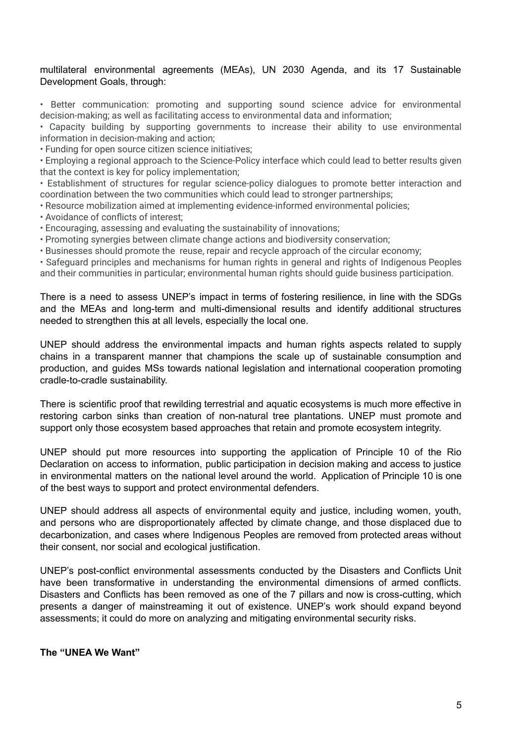multilateral environmental agreements (MEAs), UN 2030 Agenda, and its 17 Sustainable Development Goals, through:

- Better communication: promoting and supporting sound science advice for environmental decision-making; as well as facilitating access to environmental data and information;
- Capacity building by supporting governments to increase their ability to use environmental information in decision-making and action;
- Funding for open source citizen science initiatives;
- Employing a regional approach to the Science-Policy interface which could lead to better results given that the context is key for policy implementation;
- Establishment of structures for regular science-policy dialogues to promote better interaction and coordination between the two communities which could lead to stronger partnerships;
- Resource mobilization aimed at implementing evidence-informed environmental policies;
- Avoidance of conflicts of interest;
- Encouraging, assessing and evaluating the sustainability of innovations;
- Promoting synergies between climate change actions and biodiversity conservation;
- Businesses should promote the reuse, repair and recycle approach of the circular economy;
- Safeguard principles and mechanisms for human rights in general and rights of Indigenous Peoples and their communities in particular; environmental human rights should guide business participation.

There is a need to assess UNEP's impact in terms of fostering resilience, in line with the SDGs and the MEAs and long-term and multi-dimensional results and identify additional structures needed to strengthen this at all levels, especially the local one.

UNEP should address the environmental impacts and human rights aspects related to supply chains in a transparent manner that champions the scale up of sustainable consumption and production, and guides MSs towards national legislation and international cooperation promoting cradle-to-cradle sustainability.

There is scientific proof that rewilding terrestrial and aquatic ecosystems is much more effective in restoring carbon sinks than creation of non-natural tree plantations. UNEP must promote and support only those ecosystem based approaches that retain and promote ecosystem integrity.

UNEP should put more resources into supporting the application of Principle 10 of the Rio Declaration on access to information, public participation in decision making and access to justice in environmental matters on the national level around the world. Application of Principle 10 is one of the best ways to support and protect environmental defenders.

UNEP should address all aspects of environmental equity and justice, including women, youth, and persons who are disproportionately affected by climate change, and those displaced due to decarbonization, and cases where Indigenous Peoples are removed from protected areas without their consent, nor social and ecological justification.

UNEP's post-conflict environmental assessments conducted by the Disasters and Conflicts Unit have been transformative in understanding the environmental dimensions of armed conflicts. Disasters and Conflicts has been removed as one of the 7 pillars and now is cross-cutting, which presents a danger of mainstreaming it out of existence. UNEP's work should expand beyond assessments; it could do more on analyzing and mitigating environmental security risks.

**The "UNEA We Want"**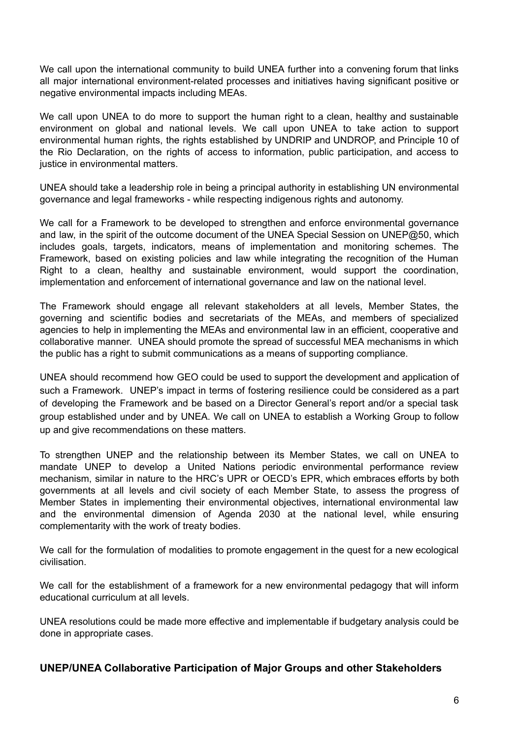We call upon the international community to build UNEA further into a convening forum that links all major international environment-related processes and initiatives having significant positive or negative environmental impacts including MEAs.

We call upon UNEA to do more to support the human right to a clean, healthy and sustainable environment on global and national levels. We call upon UNEA to take action to support environmental human rights, the rights established by UNDRIP and UNDROP, and Principle 10 of the Rio Declaration, on the rights of access to information, public participation, and access to justice in environmental matters.

UNEA should take a leadership role in being a principal authority in establishing UN environmental governance and legal frameworks - while respecting indigenous rights and autonomy.

We call for a Framework to be developed to strengthen and enforce environmental governance and law, in the spirit of the outcome document of the UNEA Special Session on UNEP@50, which includes goals, targets, indicators, means of implementation and monitoring schemes. The Framework, based on existing policies and law while integrating the recognition of the Human Right to a clean, healthy and sustainable environment, would support the coordination, implementation and enforcement of international governance and law on the national level.

The Framework should engage all relevant stakeholders at all levels, Member States, the governing and scientific bodies and secretariats of the MEAs, and members of specialized agencies to help in implementing the MEAs and environmental law in an efficient, cooperative and collaborative manner. UNEA should promote the spread of successful MEA mechanisms in which the public has a right to submit communications as a means of supporting compliance.

UNEA should recommend how GEO could be used to support the development and application of such a Framework. UNEP's impact in terms of fostering resilience could be considered as a part of developing the Framework and be based on a Director General's report and/or a special task group established under and by UNEA. We call on UNEA to establish a Working Group to follow up and give recommendations on these matters.

To strengthen UNEP and the relationship between its Member States, we call on UNEA to mandate UNEP to develop a United Nations periodic environmental performance review mechanism, similar in nature to the HRC's UPR or OECD's EPR, which embraces efforts by both governments at all levels and civil society of each Member State, to assess the progress of Member States in implementing their environmental objectives, international environmental law and the environmental dimension of Agenda 2030 at the national level, while ensuring complementarity with the work of treaty bodies.

We call for the formulation of modalities to promote engagement in the quest for a new ecological civilisation.

We call for the establishment of a framework for a new environmental pedagogy that will inform educational curriculum at all levels.

UNEA resolutions could be made more effective and implementable if budgetary analysis could be done in appropriate cases.

## UNEP/UNEA Collaborative Participation of Major Groups and other Stakeholders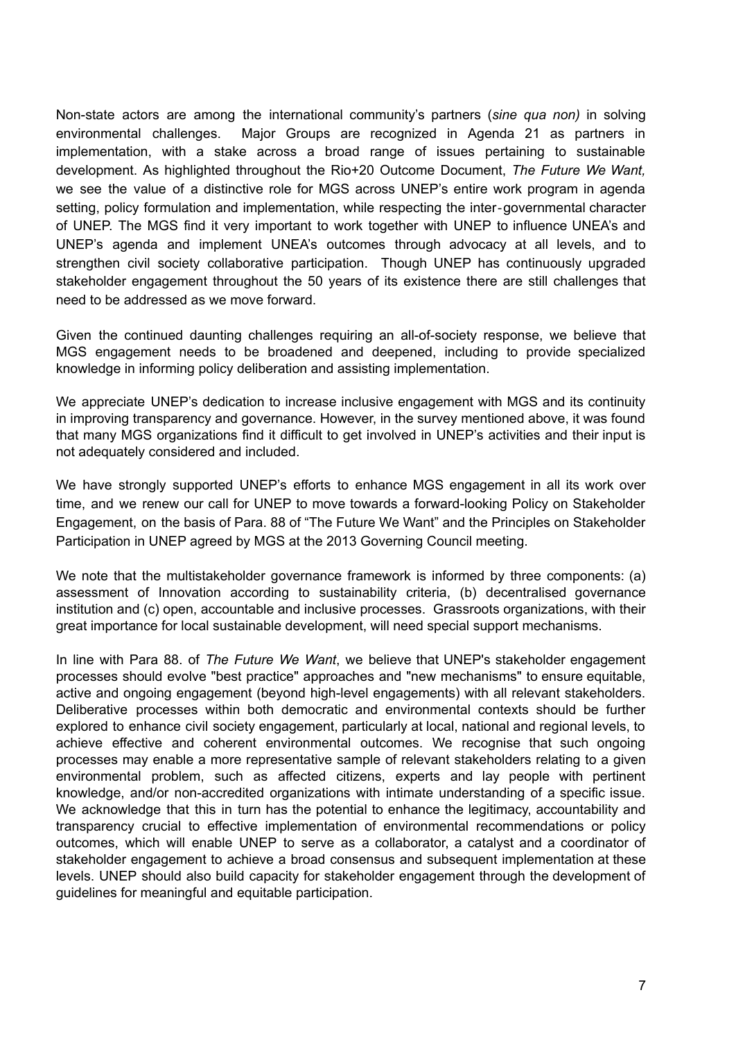Non-state actors are among the international community's partners (*sine qua non)* in solving environmental challenges. Major Groups are recognized in Agenda 21 as partners in implementation, with a stake across a broad range of issues pertaining to sustainable development. As highlighted throughout the Rio+20 Outcome Document, *The Future We Want,* we see the value of a distinctive role for MGS across UNEP's entire work program in agenda setting, policy formulation and implementation, while respecting the inter-governmental character of UNEP. The MGS find it very important to work together with UNEP to influence UNEA's and UNEP's agenda and implement UNEA's outcomes through advocacy at all levels, and to strengthen civil society collaborative participation. Though UNEP has continuously upgraded stakeholder engagement throughout the 50 years of its existence there are still challenges that need to be addressed as we move forward.

Given the continued daunting challenges requiring an all-of-society response, we believe that MGS engagement needs to be broadened and deepened, including to provide specialized knowledge in informing policy deliberation and assisting implementation.

We appreciate UNEP's dedication to increase inclusive engagement with MGS and its continuity in improving transparency and governance. However, in the survey mentioned above, it was found that many MGS organizations find it difficult to get involved in UNEP's activities and their input is not adequately considered and included.

We have strongly supported UNEP's efforts to enhance MGS engagement in all its work over time, and we renew our call for UNEP to move towards a forward-looking Policy on Stakeholder Engagement, on the basis of Para. 88 of "The Future We Want" and the Principles on Stakeholder Participation in UNEP agreed by MGS at the 2013 Governing Council meeting.

We note that the multistakeholder governance framework is informed by three components: (a) assessment of Innovation according to sustainability criteria, (b) decentralised governance institution and (c) open, accountable and inclusive processes. Grassroots organizations, with their great importance for local sustainable development, will need special support mechanisms.

In line with Para 88. of *The Future We Want*, we believe that UNEP's stakeholder engagement processes should evolve "best practice" approaches and "new mechanisms" to ensure equitable, active and ongoing engagement (beyond high-level engagements) with all relevant stakeholders. Deliberative processes within both democratic and environmental contexts should be further explored to enhance civil society engagement, particularly at local, national and regional levels, to achieve effective and coherent environmental outcomes. We recognise that such ongoing processes may enable a more representative sample of relevant stakeholders relating to a given environmental problem, such as affected citizens, experts and lay people with pertinent knowledge, and/or non-accredited organizations with intimate understanding of a specific issue. We acknowledge that this in turn has the potential to enhance the legitimacy, accountability and transparency crucial to effective implementation of environmental recommendations or policy outcomes, which will enable UNEP to serve as a collaborator, a catalyst and a coordinator of stakeholder engagement to achieve a broad consensus and subsequent implementation at these levels. UNEP should also build capacity for stakeholder engagement through the development of guidelines for meaningful and equitable participation.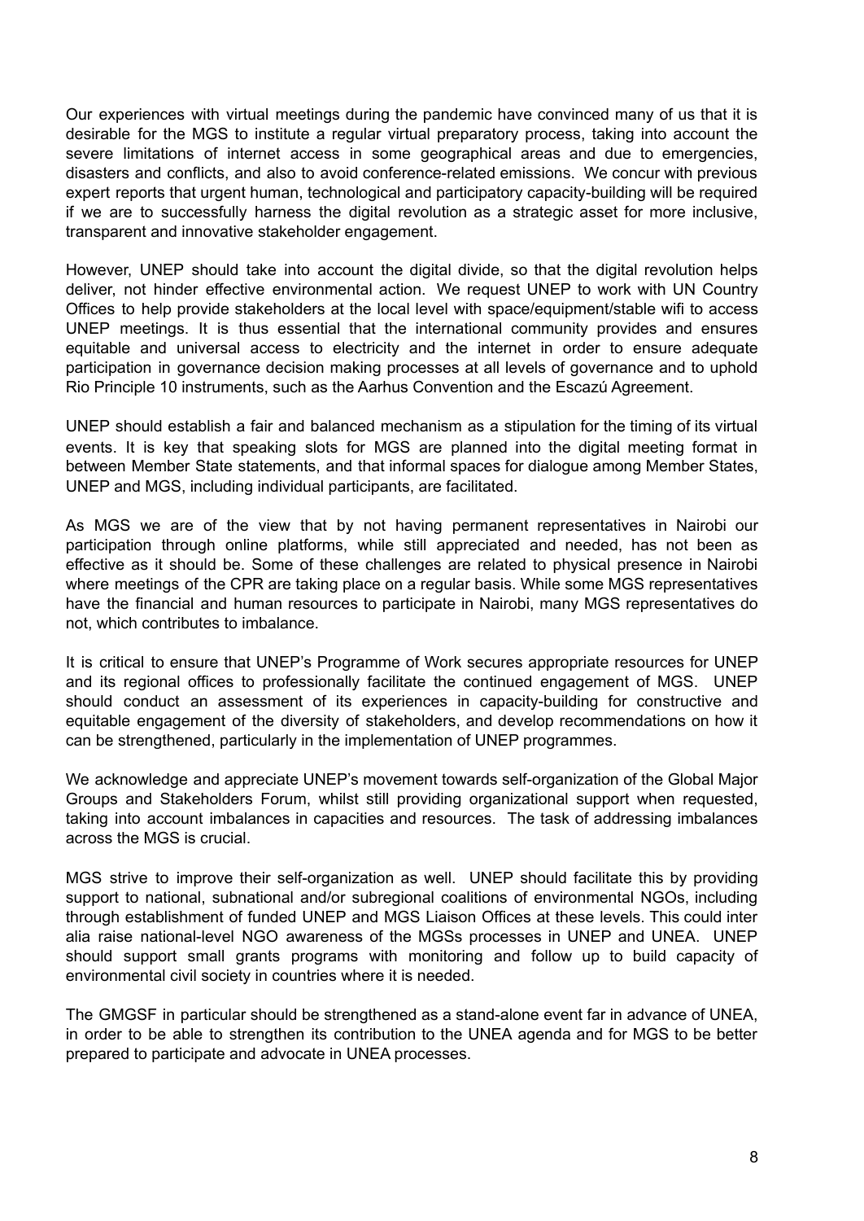Our experiences with virtual meetings during the pandemic have convinced many of us that it is desirable for the MGS to institute a regular virtual preparatory process, taking into account the severe limitations of internet access in some geographical areas and due to emergencies, disasters and conflicts, and also to avoid conference-related emissions. We concur with previous expert reports that urgent human, technological and participatory capacity-building will be required if we are to successfully harness the digital revolution as a strategic asset for more inclusive, transparent and innovative stakeholder engagement.

However, UNEP should take into account the digital divide, so that the digital revolution helps deliver, not hinder effective environmental action. We request UNEP to work with UN Country Offices to help provide stakeholders at the local level with space/equipment/stable wifi to access UNEP meetings. It is thus essential that the international community provides and ensures equitable and universal access to electricity and the internet in order to ensure adequate participation in governance decision making processes at all levels of governance and to uphold Rio Principle 10 instruments, such as the Aarhus Convention and the Escazú Agreement.

UNEP should establish a fair and balanced mechanism as a stipulation for the timing of its virtual events. It is key that speaking slots for MGS are planned into the digital meeting format in between Member State statements, and that informal spaces for dialogue among Member States, UNEP and MGS, including individual participants, are facilitated.

As MGS we are of the view that by not having permanent representatives in Nairobi our participation through online platforms, while still appreciated and needed, has not been as effective as it should be. Some of these challenges are related to physical presence in Nairobi where meetings of the CPR are taking place on a regular basis. While some MGS representatives have the financial and human resources to participate in Nairobi, many MGS representatives do not, which contributes to imbalance.

It is critical to ensure that UNEP's Programme of Work secures appropriate resources for UNEP and its regional offices to professionally facilitate the continued engagement of MGS. UNEP should conduct an assessment of its experiences in capacity-building for constructive and equitable engagement of the diversity of stakeholders, and develop recommendations on how it can be strengthened, particularly in the implementation of UNEP programmes.

We acknowledge and appreciate UNEP's movement towards self-organization of the Global Major Groups and Stakeholders Forum, whilst still providing organizational support when requested, taking into account imbalances in capacities and resources. The task of addressing imbalances across the MGS is crucial.

MGS strive to improve their self-organization as well. UNEP should facilitate this by providing support to national, subnational and/or subregional coalitions of environmental NGOs, including through establishment of funded UNEP and MGS Liaison Offices at these levels. This could inter alia raise national-level NGO awareness of the MGSs processes in UNEP and UNEA. UNEP should support small grants programs with monitoring and follow up to build capacity of environmental civil society in countries where it is needed.

The GMGSF in particular should be strengthened as a stand-alone event far in advance of UNEA, in order to be able to strengthen its contribution to the UNEA agenda and for MGS to be better prepared to participate and advocate in UNEA processes.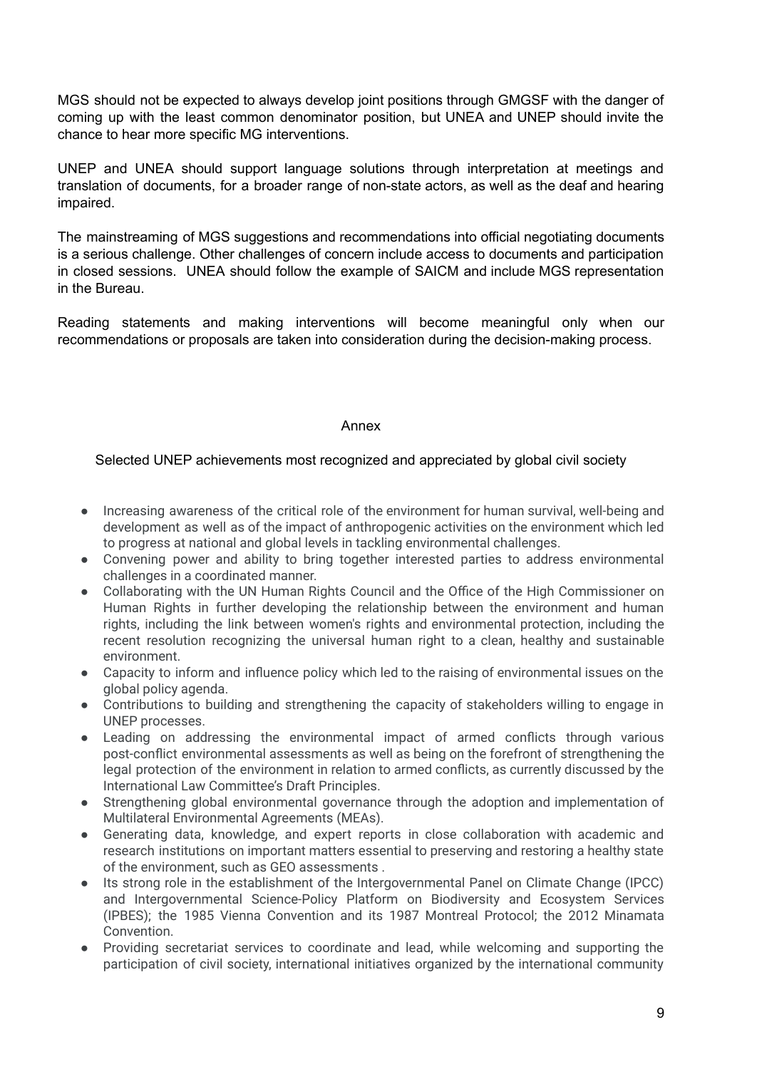MGS should not be expected to always develop joint positions through GMGSF with the danger of coming up with the least common denominator position, but UNEA and UNEP should invite the chance to hear more specific MG interventions.

UNEP and UNEA should support language solutions through interpretation at meetings and translation of documents, for a broader range of non-state actors, as well as the deaf and hearing impaired.

The mainstreaming of MGS suggestions and recommendations into official negotiating documents is a serious challenge. Other challenges of concern include access to documents and participation in closed sessions. UNEA should follow the example of SAICM and include MGS representation in the Bureau.

Reading statements and making interventions will become meaningful only when our recommendations or proposals are taken into consideration during the decision-making process.

## Annex

### Selected UNEP achievements most recognized and appreciated by global civil society

- Increasing awareness of the critical role of the environment for human survival, well-being and development as well as of the impact of anthropogenic activities on the environment which led to progress at national and global levels in tackling environmental challenges.
- Convening power and ability to bring together interested parties to address environmental challenges in a coordinated manner.
- Collaborating with the UN Human Rights Council and the Office of the High Commissioner on Human Rights in further developing the relationship between the environment and human rights, including the link between women's rights and environmental protection, including the recent resolution recognizing the universal human right to a clean, healthy and sustainable environment.
- Capacity to inform and influence policy which led to the raising of environmental issues on the global policy agenda.
- Contributions to building and strengthening the capacity of stakeholders willing to engage in UNEP processes.
- Leading on addressing the environmental impact of armed conflicts through various post-conflict environmental assessments as well as being on the forefront of strengthening the legal protection of the environment in relation to armed conflicts, as currently discussed by the International Law Committee's Draft Principles.
- Strengthening global environmental governance through the adoption and implementation of Multilateral Environmental Agreements (MEAs).
- Generating data, knowledge, and expert reports in close collaboration with academic and research institutions on important matters essential to preserving and restoring a healthy state of the environment, such as GEO assessments .
- Its strong role in the establishment of the Intergovernmental Panel on Climate Change (IPCC) and Intergovernmental Science-Policy Platform on Biodiversity and Ecosystem Services (IPBES); the 1985 Vienna Convention and its 1987 Montreal Protocol; the 2012 Minamata Convention.
- Providing secretariat services to coordinate and lead, while welcoming and supporting the participation of civil society, international initiatives organized by the international community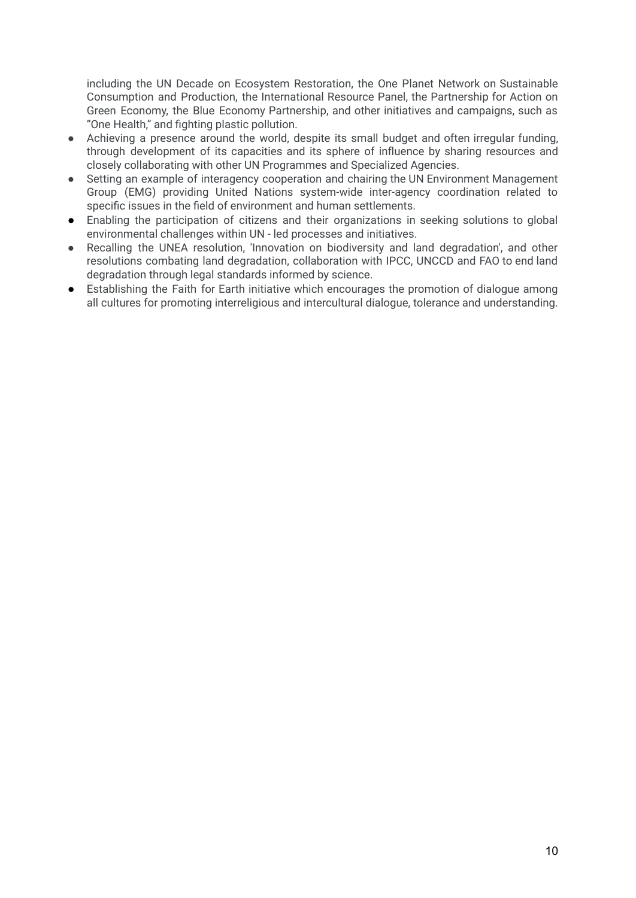including the UN Decade on Ecosystem Restoration, the One Planet Network on Sustainable Consumption and Production, the International Resource Panel, the Partnership for Action on Green Economy, the Blue Economy Partnership, and other initiatives and campaigns, such as "One Health," and fighting plastic pollution.

- Achieving a presence around the world, despite its small budget and often irregular funding, through development of its capacities and its sphere of influence by sharing resources and closely collaborating with other UN Programmes and Specialized Agencies.
- Setting an example of interagency cooperation and chairing the UN Environment Management Group (EMG) providing United Nations system-wide inter-agency coordination related to specific issues in the field of environment and human settlements.
- Enabling the participation of citizens and their organizations in seeking solutions to global environmental challenges within UN - led processes and initiatives.
- Recalling the UNEA resolution, 'Innovation on biodiversity and land degradation', and other resolutions combating land degradation, collaboration with IPCC, UNCCD and FAO to end land degradation through legal standards informed by science.
- Establishing the Faith for Earth initiative which encourages the promotion of dialogue among all cultures for promoting interreligious and intercultural dialogue, tolerance and understanding.